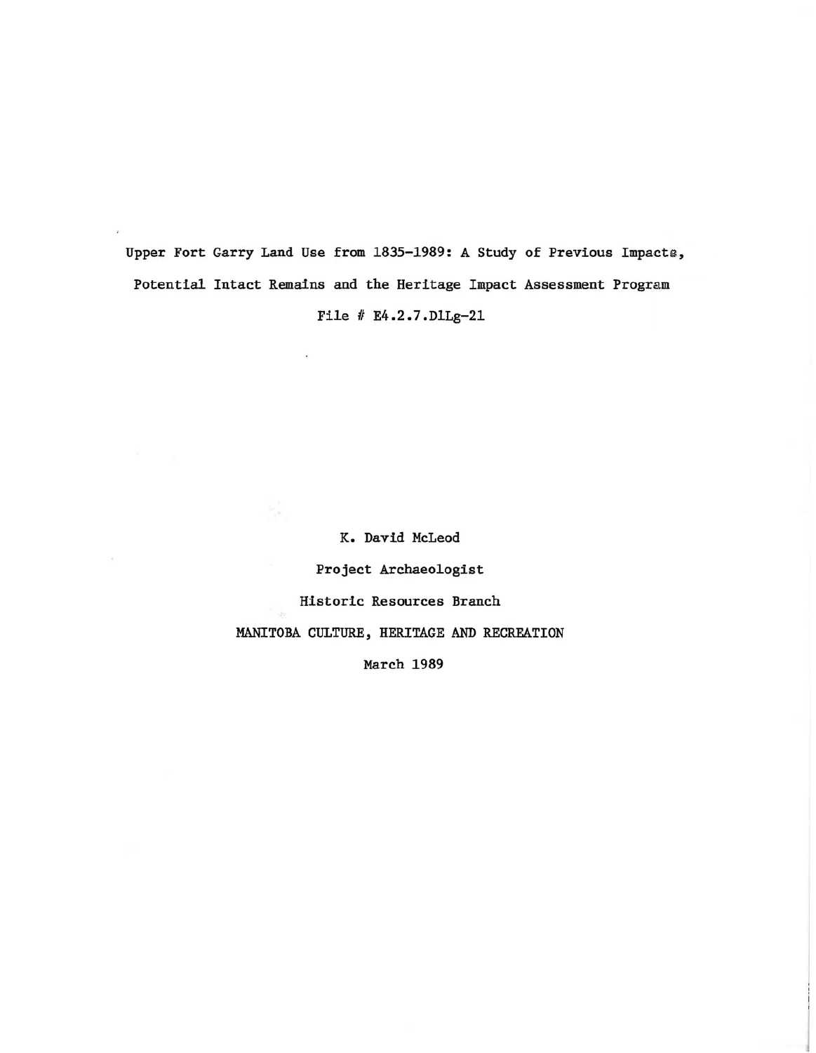# Upper Fort Garry Land Use from 1835-1989: A Study of Previous Impacts, Potential Intact Remains and the Heritage Impact Assessment Program

File # E4.2.7.DlLg-21

K. David McLeod

Project Archaeologist

Historic Resources Branch

MANITOBA CULTURE, HERITAGE AND RECREATION

March 1989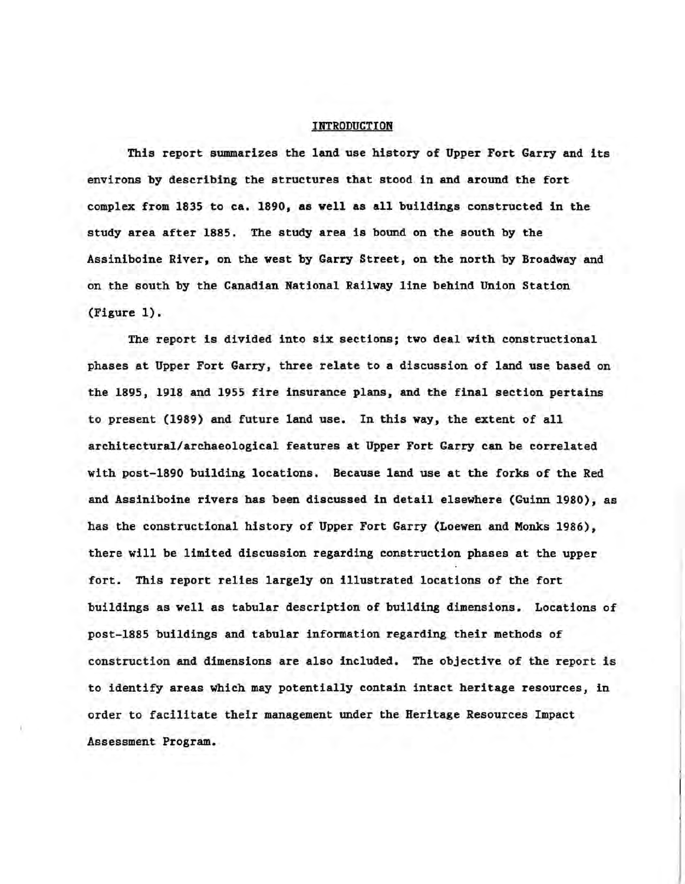# INTRODUCTION

This report summarizes the land use history of Upper Fort Garry and its environs by describing the structures that stood in and around the fort complex from 1835 to ca. 1890, as well as all buildings constructed in the study area after 1885. The study area is bound on the south by the Assiniboine River, on the west by Garry Street, on the north by Broadway and on the south by the Canadian National Railway line behind Union Station (Figure 1).

The report is divided into six sections; two deal with constructional phases at Upper Fort Garry, three relate to a discussion of land use based on the 1895, 1918 and 1955 fire insurance plans, and the final section pertains to present (1989) and future land use. In this way, the extent of all architectural/archaeological features at Upper Fort Garry can be correlated with post-1890 building locations. Because land use at the forks of the Red and Assiniboine rivers has been discussed in detail elsewhere (Guinn 1980), as has the constructional history of Upper Fort Garry (Loewen and Monks 1986), there will be limited discussion regarding construction phases at the upper fort. This report relies largely on illustrated locations of the fort buildings as well as tabular description of building dimensions. Locations of post-1885 buildings and tabular information regarding their methods of construction and dimensions are also included. The objective of the report is to identify areas which may potentially contain intact heritage resources, in order to facilitate their management under the Heritage Resources Impact Assessment Program.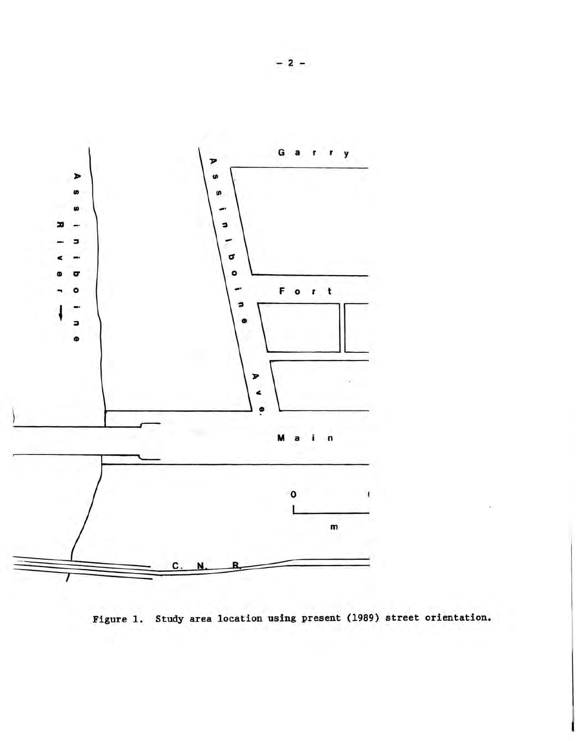Figure 1. Study area location using present (1989) street orientation.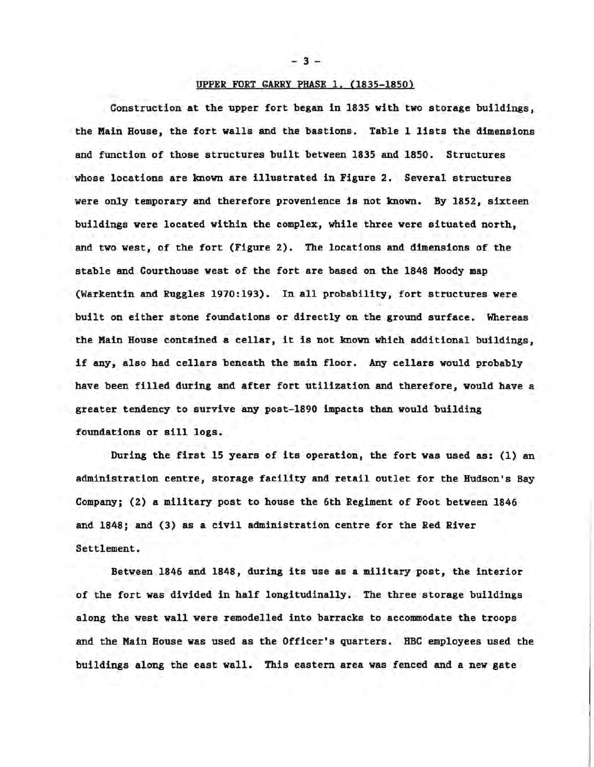## UPPER FORT GARRY PHASE 1. (1835-1850)

Construction at the upper fort began in 1835 with two storage buildings, the Main House, the fort walls and the bastions. Table 1 lists the dimensions and function of those structures built between 1835 and 1850. Structures whose locations are known are illustrated in Figure 2. Several structures were only temporary and therefore provenience is not known. By 1852, sixteen buildings were located within the complex, while three were situated north, and two west, of the fort (Figure 2). The locations and dimensions of the stable and Courthouse west of the fort are based on the 1848 Moody map (Warkentin and Ruggles 1970:193). In all probability, fort structures were built on either stone foundations or directly on the ground surface. Whereas the Main House contained a cellar, it is not known which additional buildings, if any, also had cellars beneath the main floor. Any cellars would probably have been filled during and after fort utilization and therefore, would have a greater tendency to survive any post-1890 impacts than would building foundations or sill logs.

During the first 15 years of its operation, the fort was used as: (1) an administration centre, storage facility and retail outlet for the Hudson's Bay Company; (2) a military post to house the 6th Regiment of Foot between 1846 and 1848; and (3) as a civil administration centre for the Red River Settlement.

Between 1846 and 1848, during its use as a military post, the interior of the fort was divided in half longitudinally. The three storage buildings along the west wall were remodelled into barracks to accommodate the troops and the Main House was used as the Officer's quarters. HBC employees used the buildings along the east wall. This eastern area was fenced and a new gate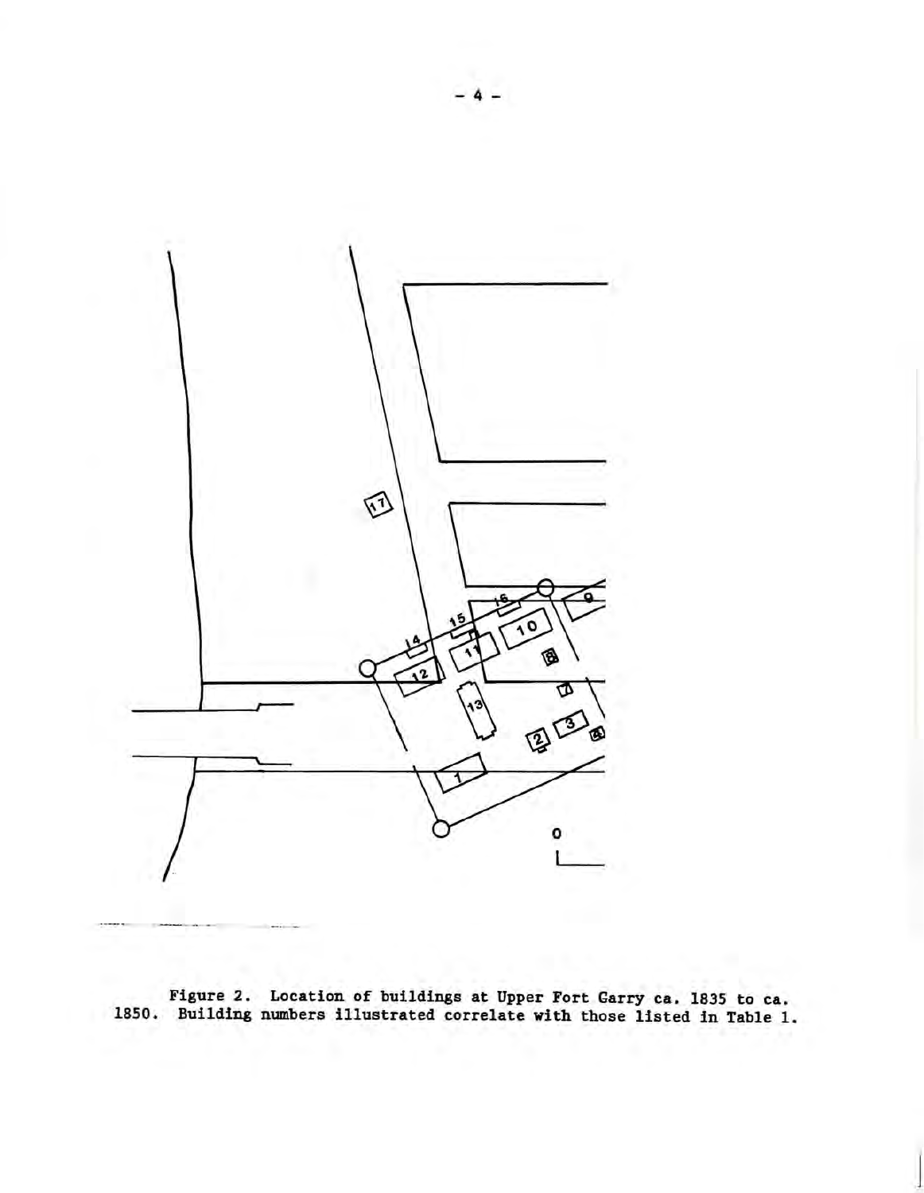Figure 2. Location of buildings at Upper Fort Garry ca. 1835 to ca. 1850. Building numbers illustrated correlate with those listed in Table 1.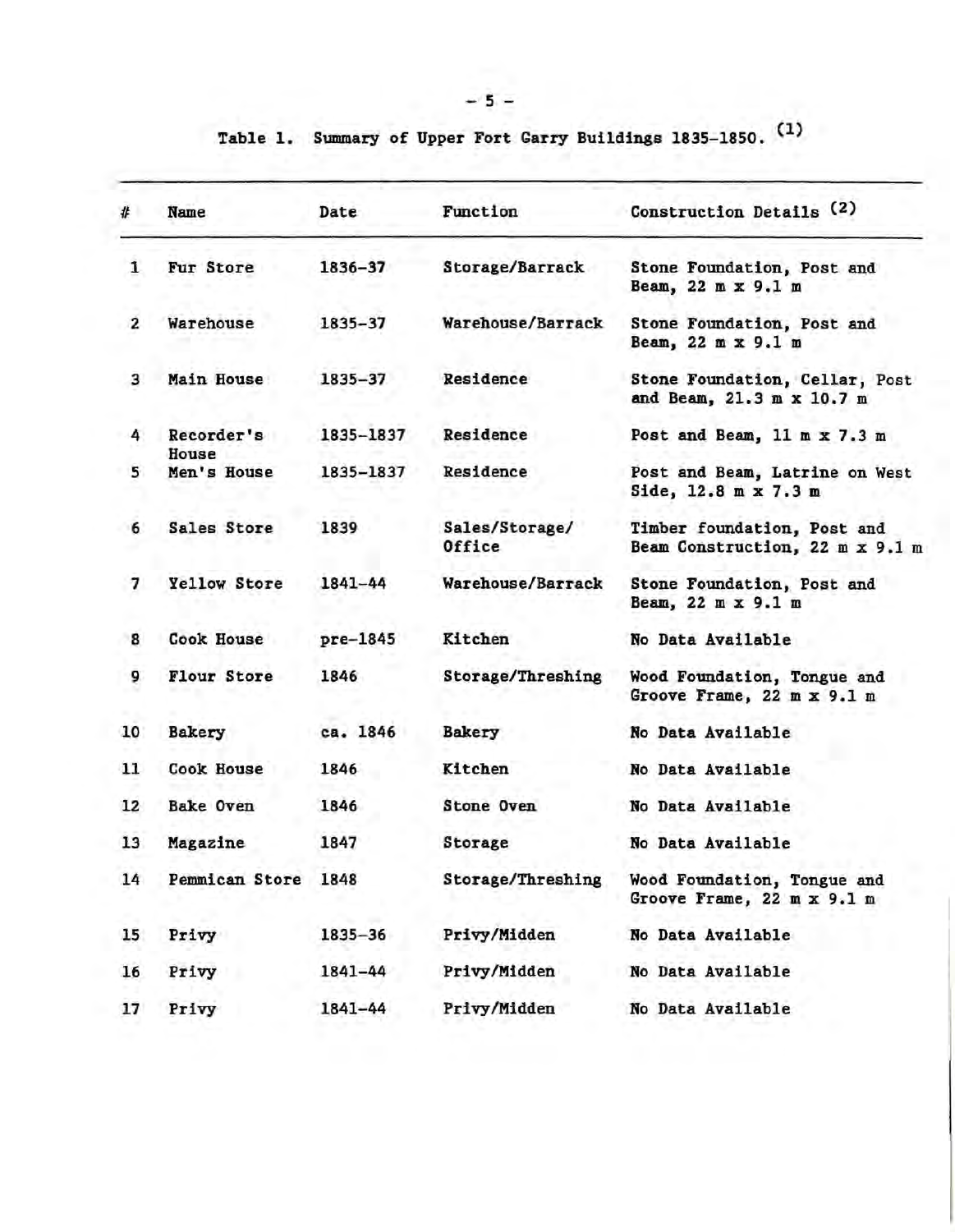Table 1. Summary of Upper Fort Garry Buildings 1835–1850. (1)

| # | Name | Date | Function | Construction Details (2) |
|---|---|---|---|---|
| 1 | Fur Store | 1836–37 | Storage/Barrack | Stone Foundation, Post and Beam, 22 m x 9.1 m |
| 2 | Warehouse | 1835–37 | Warehouse/Barrack | Stone Foundation, Post and Beam, 22 m x 9.1 m |
| 3 | Main House | 1835–37 | Residence | Stone Foundation, Cellar, Post and Beam, 21.3 m x 10.7 m |
| 4 | Recorder's House | 1835–1837 | Residence | Post and Beam, 11 m x 7.3 m |
| 5 | Men's House | 1835–1837 | Residence | Post and Beam, Latrine on West Side, 12.8 m x 7.3 m |
| 6 | Sales Store | 1839 | Sales/Storage/ Office | Timber foundation, Post and Beam Construction, 22 m x 9.1 m |
| 7 | Yellow Store | 1841–44 | Warehouse/Barrack | Stone Foundation, Post and Beam, 22 m x 9.1 m |
| 8 | Cook House | pre-1845 | Kitchen | No Data Available |
| 9 | Flour Store | 1846 | Storage/Threshing | Wood Foundation, Tongue and Groove Frame, 22 m x 9.1 m |
| 10 | Bakery | ca. 1846 | Bakery | No Data Available |
| 11 | Cook House | 1846 | Kitchen | No Data Available |
| 12 | Bake Oven | 1846 | Stone Oven | No Data Available |
| 13 | Magazine | 1847 | Storage | No Data Available |
| 14 | Pemmican Store | 1848 | Storage/Threshing | Wood Foundation, Tongue and Groove Frame, 22 m x 9.1 m |
| 15 | Privy | 1835–36 | Privy/Midden | No Data Available |
| 16 | Privy | 1841–44 | Privy/Midden | No Data Available |
| 17 | Privy | 1841–44 | Privy/Midden | No Data Available |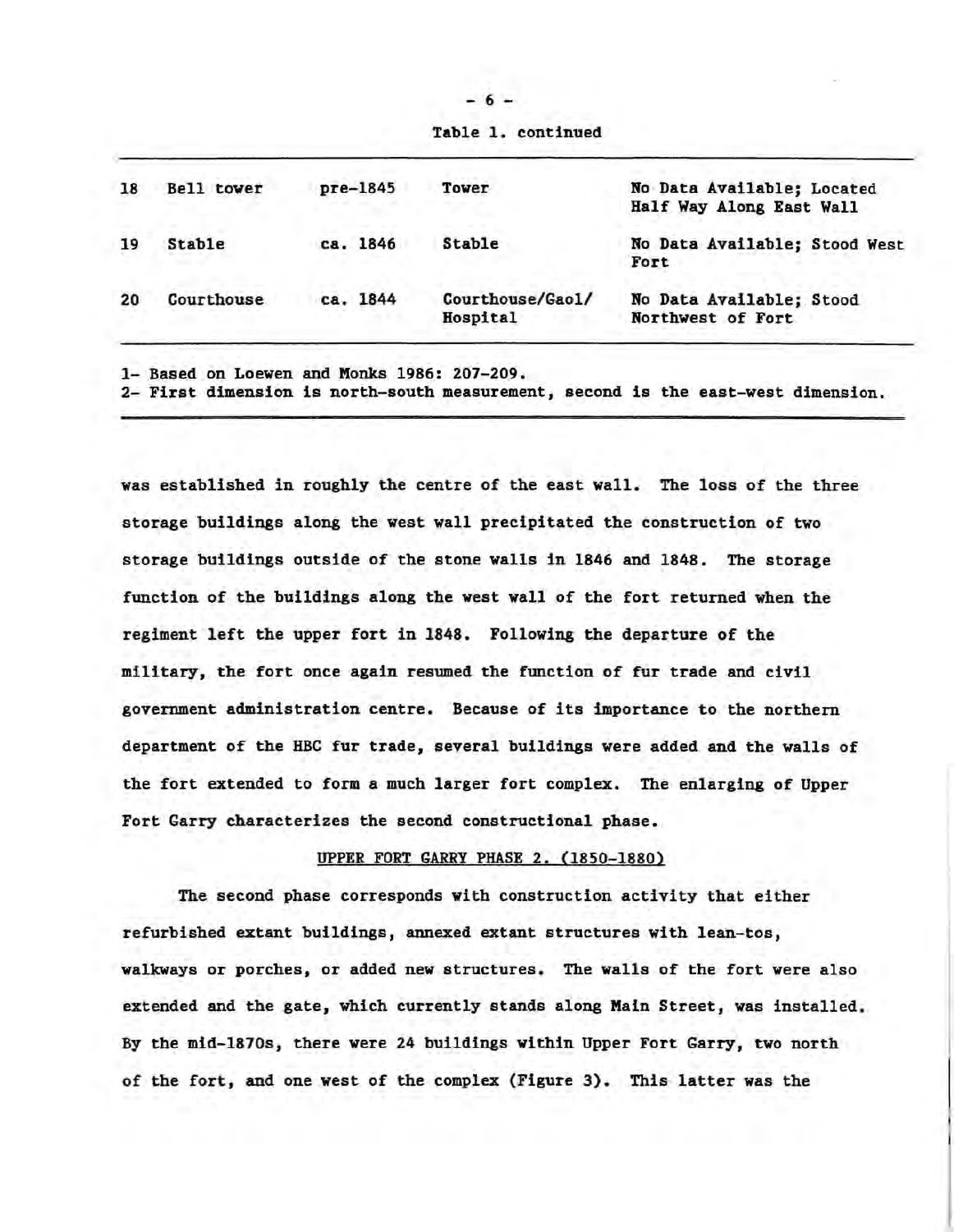Table 1. continued

| | | | | |
|---|---|---|---|---|
| 18 | Bell tower | pre-1845 | Tower | No Data Available; Located Half Way Along East Wall |
| 19 | Stable | ca. 1846 | Stable | No Data Available; Stood West Fort |
| 20 | Courthouse | ca. 1844 | Courthouse/Gaol/ Hospital | No Data Available; Stood Northwest of Fort |

1- Based on Loewen and Monks 1986: 207-209.
2- First dimension is north-south measurement, second is the east-west dimension.

was established in roughly the centre of the east wall. The loss of the three storage buildings along the west wall precipitated the construction of two storage buildings outside of the stone walls in 1846 and 1848. The storage function of the buildings along the west wall of the fort returned when the regiment left the upper fort in 1848. Following the departure of the military, the fort once again resumed the function of fur trade and civil government administration centre. Because of its importance to the northern department of the HBC fur trade, several buildings were added and the walls of the fort extended to form a much larger fort complex. The enlarging of Upper Fort Garry characterizes the second constructional phase.

## UPPER FORT GARRY PHASE 2. (1850-1880)

The second phase corresponds with construction activity that either refurbished extant buildings, annexed extant structures with lean-tos, walkways or porches, or added new structures. The walls of the fort were also extended and the gate, which currently stands along Main Street, was installed. By the mid-1870s, there were 24 buildings within Upper Fort Garry, two north of the fort, and one west of the complex (Figure 3). This latter was the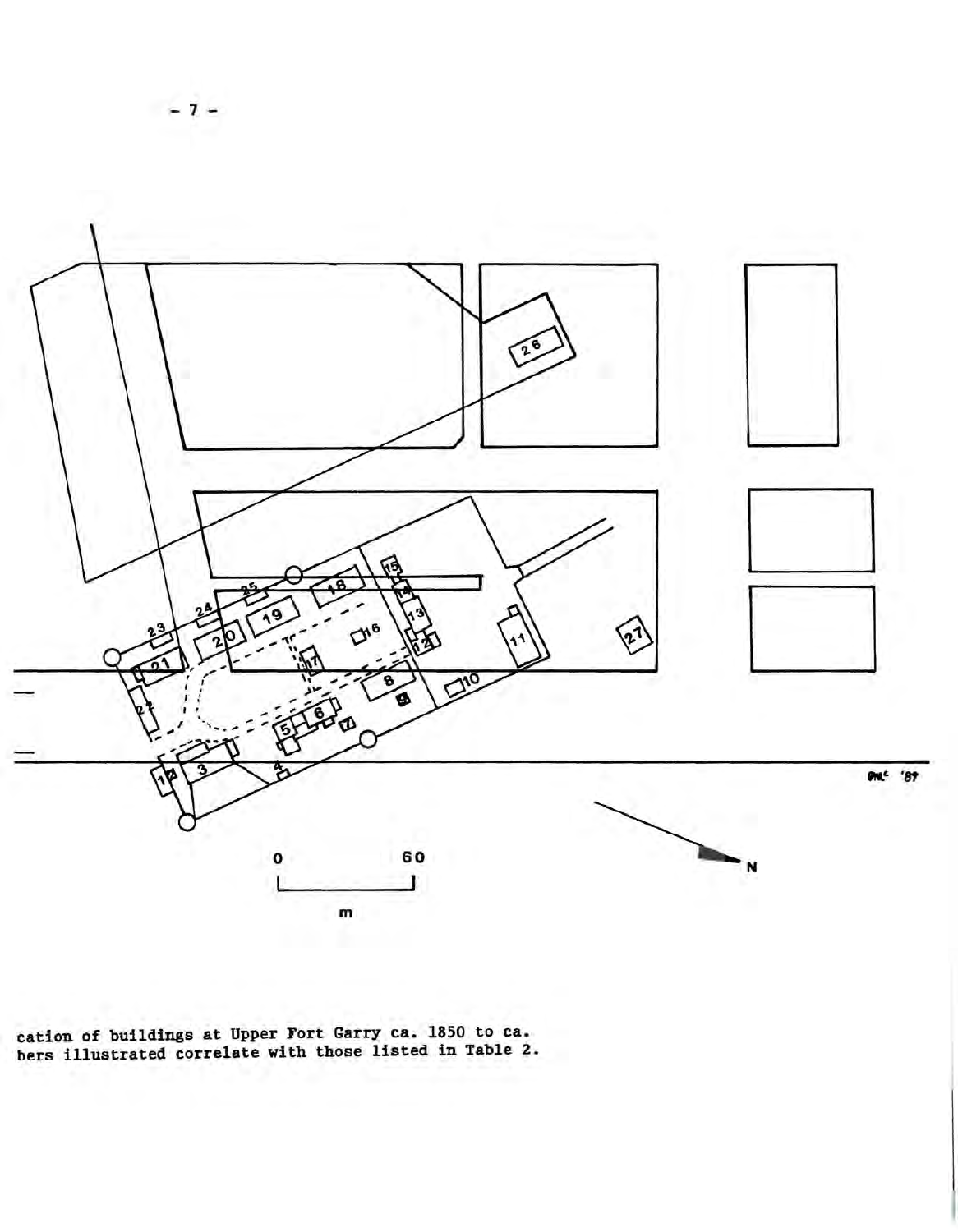0 60

m

N

DRL '87

cation of buildings at Upper Fort Garry ca. 1850 to ca.
bers illustrated correlate with those listed in Table 2.